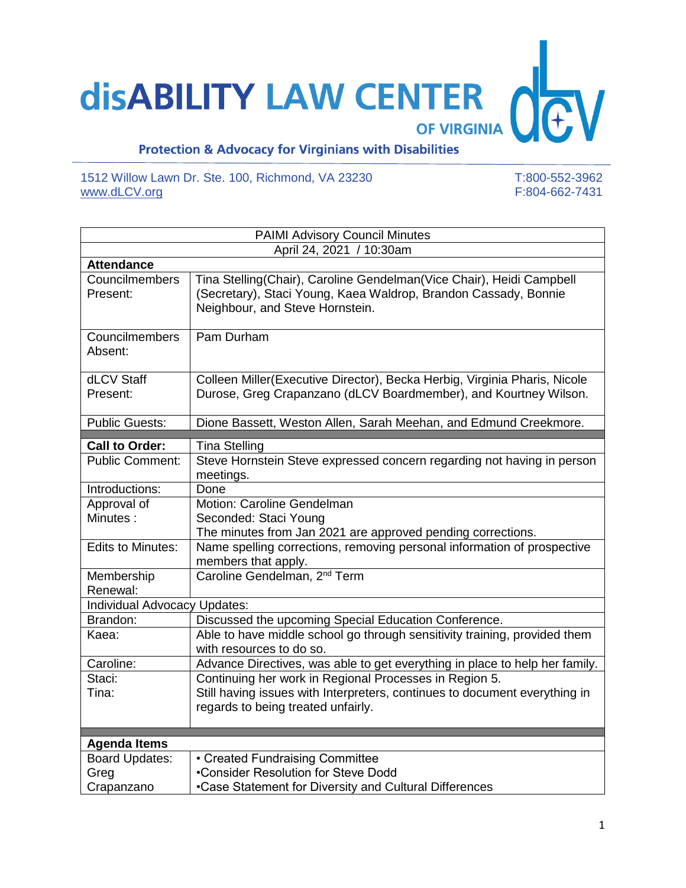# disABILITY LAW CENTER OF VIRGINIA

**Protection & Advocacy for Virginians with Disabilities**

1512 Willow Lawn Dr. Ste. 100, Richmond, VA 23230
www.dLCV.org

T:800-552-3962
F:804-662-7431

| PAIMI Advisory Council Minutes | |
|---|---|
| April 24, 2021 / 10:30am | |
| **Attendance** | |
| Councilmembers Present: | Tina Stelling(Chair), Caroline Gendelman(Vice Chair), Heidi Campbell (Secretary), Staci Young, Kaea Waldrop, Brandon Cassady, Bonnie Neighbour, and Steve Hornstein. |
| Councilmembers Absent: | Pam Durham |
| dLCV Staff Present: | Colleen Miller(Executive Director), Becka Herbig, Virginia Pharis, Nicole Durose, Greg Crapanzano (dLCV Boardmember), and Kourtney Wilson. |
| Public Guests: | Dione Bassett, Weston Allen, Sarah Meehan, and Edmund Creekmore. |
| **Call to Order:** | Tina Stelling |
| Public Comment: | Steve Hornstein Steve expressed concern regarding not having in person meetings. |
| Introductions: | Done |
| Approval of Minutes : | Motion: Caroline Gendelman<br>Seconded: Staci Young<br>The minutes from Jan 2021 are approved pending corrections. |
| Edits to Minutes: | Name spelling corrections, removing personal information of prospective members that apply. |
| Membership Renewal: | Caroline Gendelman, 2nd Term |
| Individual Advocacy Updates: | |
| Brandon: | Discussed the upcoming Special Education Conference. |
| Kaea: | Able to have middle school go through sensitivity training, provided them with resources to do so. |
| Caroline: | Advance Directives, was able to get everything in place to help her family. |
| Staci:<br>Tina: | Continuing her work in Regional Processes in Region 5.<br>Still having issues with Interpreters, continues to document everything in regards to being treated unfairly. |
| **Agenda Items** | |
| Board Updates: Greg Crapanzano | • Created Fundraising Committee<br>•Consider Resolution for Steve Dodd<br>•Case Statement for Diversity and Cultural Differences |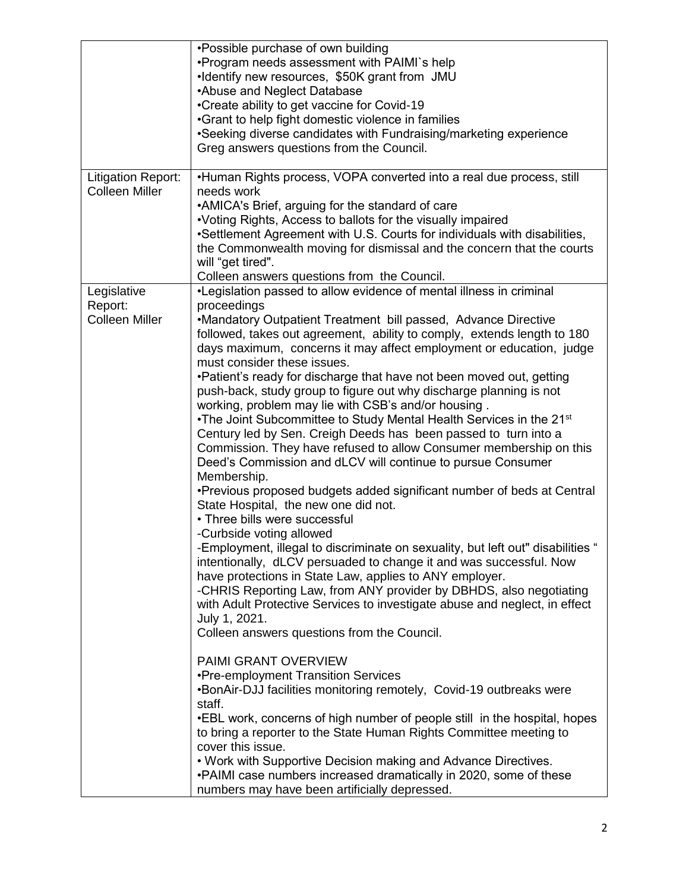| | |
|---|---|
| | •Possible purchase of own building<br>•Program needs assessment with PAIMI`s help<br>•Identify new resources, $50K grant from JMU<br>•Abuse and Neglect Database<br>•Create ability to get vaccine for Covid-19<br>•Grant to help fight domestic violence in families<br>•Seeking diverse candidates with Fundraising/marketing experience<br>Greg answers questions from the Council. |
| Litigation Report: Colleen Miller | •Human Rights process, VOPA converted into a real due process, still needs work<br>•AMICA's Brief, arguing for the standard of care<br>•Voting Rights, Access to ballots for the visually impaired<br>•Settlement Agreement with U.S. Courts for individuals with disabilities, the Commonwealth moving for dismissal and the concern that the courts will "get tired".<br>Colleen answers questions from the Council. |
| Legislative Report: Colleen Miller | •Legislation passed to allow evidence of mental illness in criminal proceedings<br>•Mandatory Outpatient Treatment bill passed, Advance Directive followed, takes out agreement, ability to comply, extends length to 180 days maximum, concerns it may affect employment or education, judge must consider these issues.<br>•Patient's ready for discharge that have not been moved out, getting push-back, study group to figure out why discharge planning is not working, problem may lie with CSB's and/or housing .<br>•The Joint Subcommittee to Study Mental Health Services in the 21st Century led by Sen. Creigh Deeds has been passed to turn into a Commission. They have refused to allow Consumer membership on this Deed's Commission and dLCV will continue to pursue Consumer Membership.<br>•Previous proposed budgets added significant number of beds at Central State Hospital, the new one did not.<br>• Three bills were successful<br>-Curbside voting allowed<br>-Employment, illegal to discriminate on sexuality, but left out" disabilities " intentionally, dLCV persuaded to change it and was successful. Now have protections in State Law, applies to ANY employer.<br>-CHRIS Reporting Law, from ANY provider by DBHDS, also negotiating with Adult Protective Services to investigate abuse and neglect, in effect July 1, 2021.<br>Colleen answers questions from the Council.<br><br>PAIMI GRANT OVERVIEW<br>•Pre-employment Transition Services<br>•BonAir-DJJ facilities monitoring remotely, Covid-19 outbreaks were staff.<br>•EBL work, concerns of high number of people still in the hospital, hopes to bring a reporter to the State Human Rights Committee meeting to cover this issue.<br>• Work with Supportive Decision making and Advance Directives.<br>•PAIMI case numbers increased dramatically in 2020, some of these numbers may have been artificially depressed. |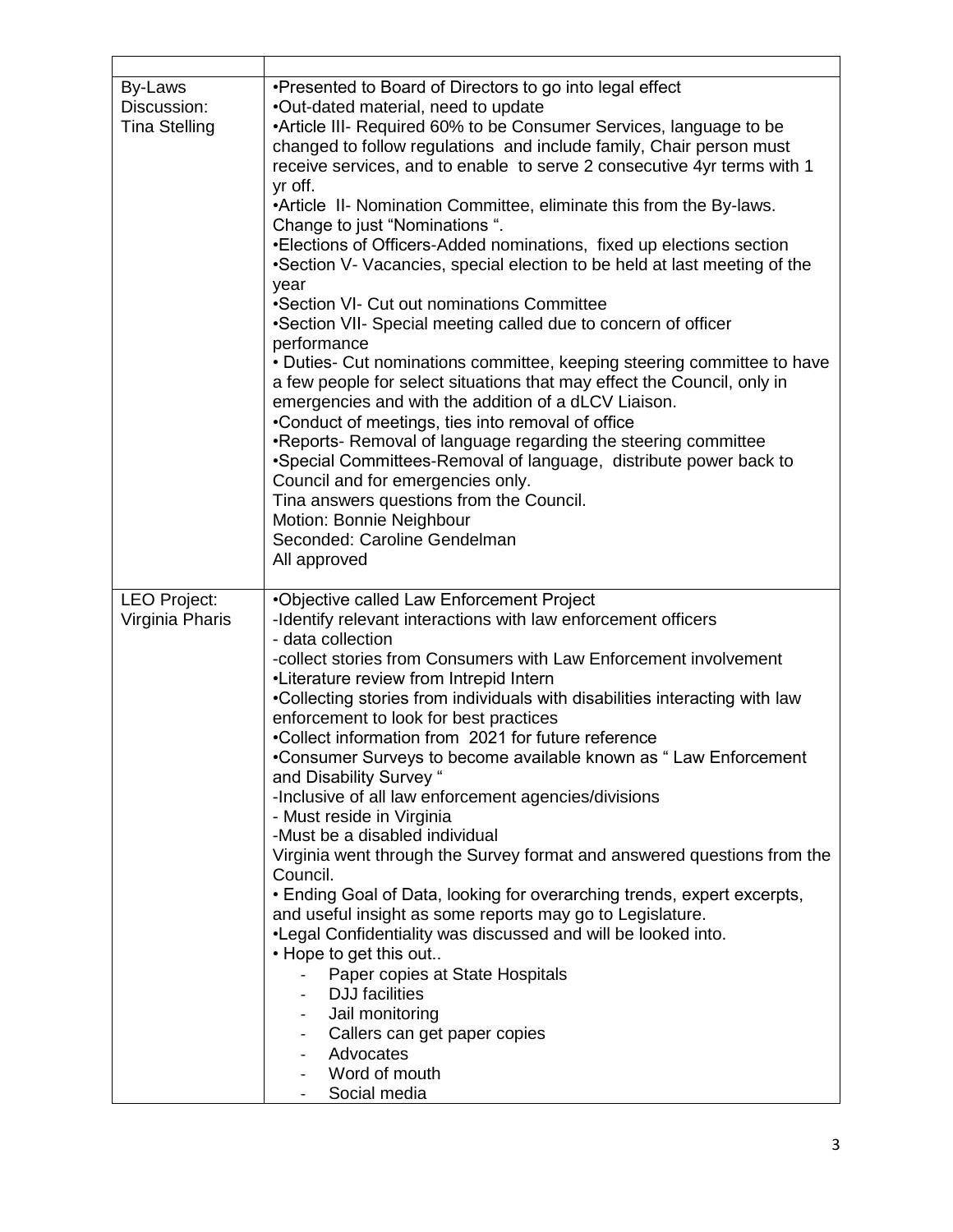| | |
|---|---|
| By-Laws Discussion: Tina Stelling | •Presented to Board of Directors to go into legal effect<br>•Out-dated material, need to update<br>•Article III- Required 60% to be Consumer Services, language to be changed to follow regulations and include family, Chair person must receive services, and to enable to serve 2 consecutive 4yr terms with 1 yr off.<br>•Article II- Nomination Committee, eliminate this from the By-laws. Change to just "Nominations ".<br>•Elections of Officers-Added nominations, fixed up elections section<br>•Section V- Vacancies, special election to be held at last meeting of the year<br>•Section VI- Cut out nominations Committee<br>•Section VII- Special meeting called due to concern of officer performance<br>• Duties- Cut nominations committee, keeping steering committee to have a few people for select situations that may effect the Council, only in emergencies and with the addition of a dLCV Liaison.<br>•Conduct of meetings, ties into removal of office<br>•Reports- Removal of language regarding the steering committee<br>•Special Committees-Removal of language, distribute power back to Council and for emergencies only.<br>Tina answers questions from the Council.<br>Motion: Bonnie Neighbour<br>Seconded: Caroline Gendelman<br>All approved |
| LEO Project: Virginia Pharis | •Objective called Law Enforcement Project<br>-Identify relevant interactions with law enforcement officers<br>- data collection<br>-collect stories from Consumers with Law Enforcement involvement<br>•Literature review from Intrepid Intern<br>•Collecting stories from individuals with disabilities interacting with law enforcement to look for best practices<br>•Collect information from 2021 for future reference<br>•Consumer Surveys to become available known as " Law Enforcement and Disability Survey "<br>-Inclusive of all law enforcement agencies/divisions<br>- Must reside in Virginia<br>-Must be a disabled individual<br>Virginia went through the Survey format and answered questions from the Council.<br>• Ending Goal of Data, looking for overarching trends, expert excerpts, and useful insight as some reports may go to Legislature.<br>•Legal Confidentiality was discussed and will be looked into.<br>• Hope to get this out..<br>- Paper copies at State Hospitals<br>- DJJ facilities<br>- Jail monitoring<br>- Callers can get paper copies<br>- Advocates<br>- Word of mouth<br>- Social media |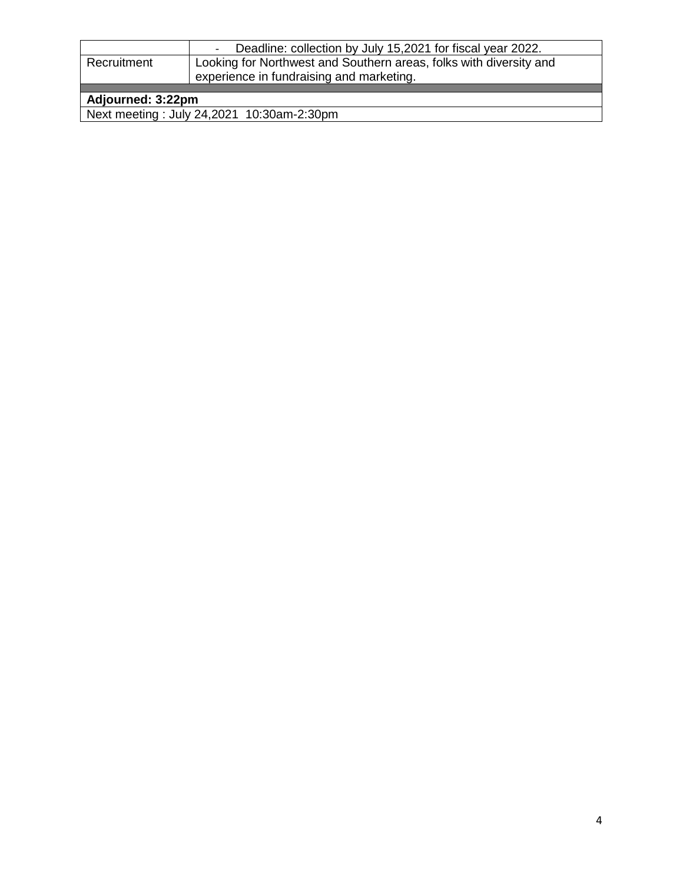| | |
|---|---|
| | - Deadline: collection by July 15,2021 for fiscal year 2022. |
| Recruitment | Looking for Northwest and Southern areas, folks with diversity and experience in fundraising and marketing. |
| | |
| **Adjourned: 3:22pm** | |
| Next meeting : July 24,2021 10:30am-2:30pm | |